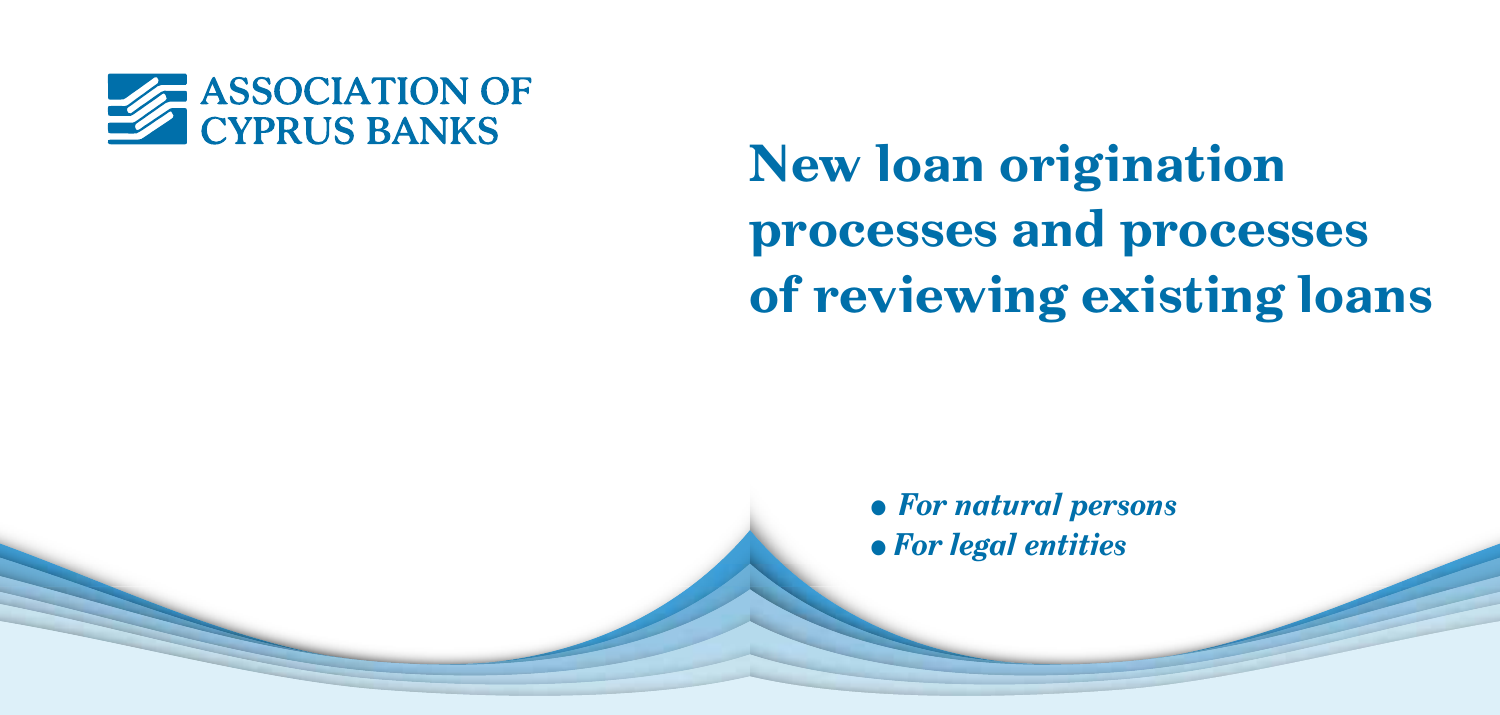ASSOCIATION OF CYPRUS BANKS

# New loan origination processes and processes of reviewing existing loans

- *For natural persons*
- *For legal entities*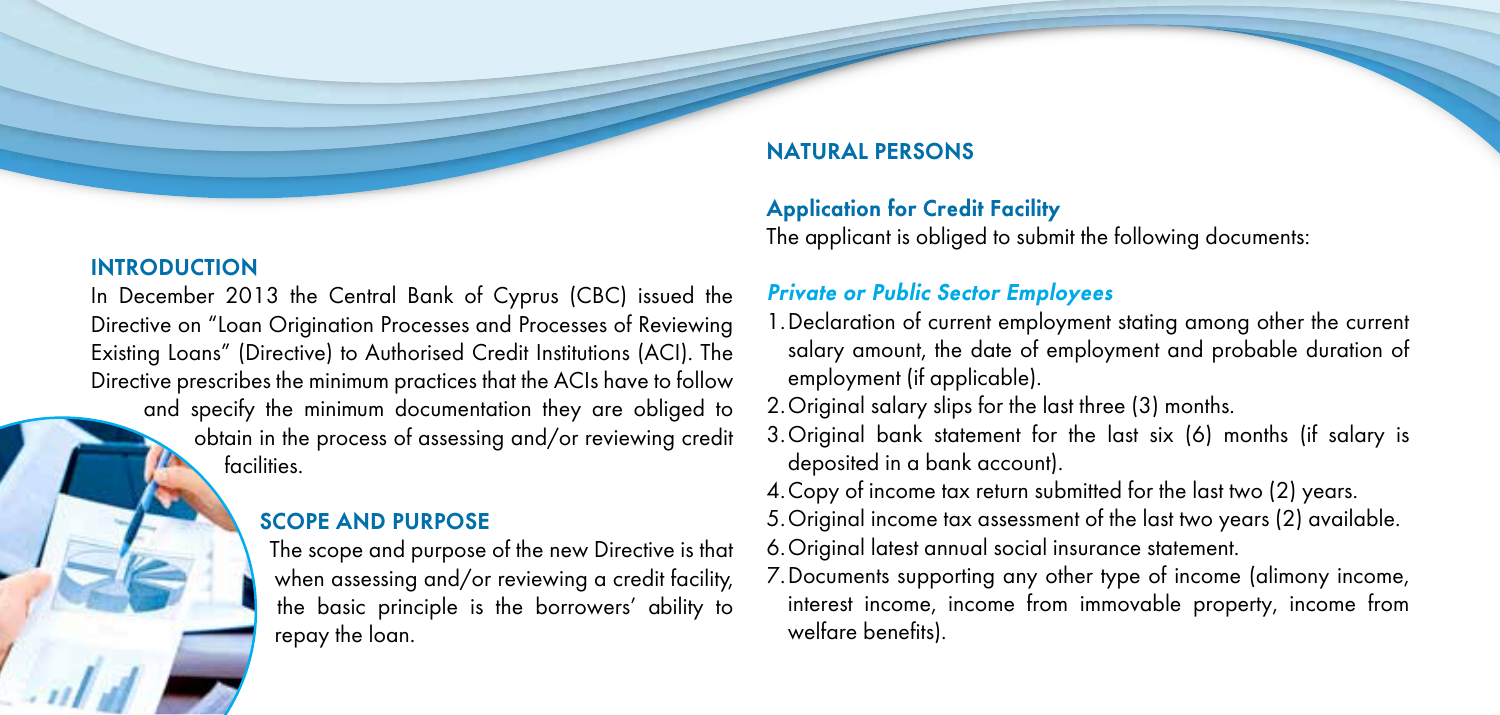## INTRODUCTION

In December 2013 the Central Bank of Cyprus (CBC) issued the Directive on "Loan Origination Processes and Processes of Reviewing Existing Loans" (Directive) to Authorised Credit Institutions (ACI). The Directive prescribes the minimum practices that the ACIs have to follow and specify the minimum documentation they are obliged to obtain in the process of assessing and/or reviewing credit facilities.

## SCOPE AND PURPOSE

The scope and purpose of the new Directive is that when assessing and/or reviewing a credit facility, the basic principle is the borrowers' ability to repay the loan.

## NATURAL PERSONS

### Application for Credit Facility

The applicant is obliged to submit the following documents:

#### *Private or Public Sector Employees*

1. Declaration of current employment stating among other the current salary amount, the date of employment and probable duration of employment (if applicable).
2. Original salary slips for the last three (3) months.
3. Original bank statement for the last six (6) months (if salary is deposited in a bank account).
4. Copy of income tax return submitted for the last two (2) years.
5. Original income tax assessment of the last two years (2) available.
6. Original latest annual social insurance statement.
7. Documents supporting any other type of income (alimony income, interest income, income from immovable property, income from welfare benefits).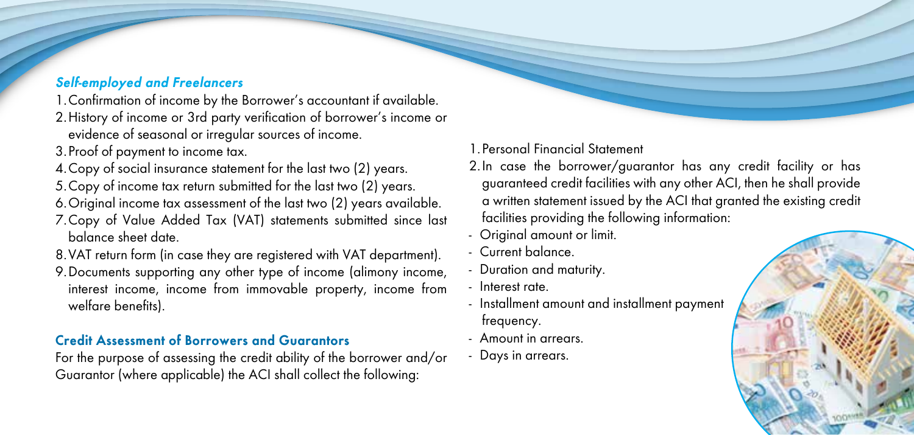### *Self-employed and Freelancers*

1. Confirmation of income by the Borrower's accountant if available.
2. History of income or 3rd party verification of borrower's income or evidence of seasonal or irregular sources of income.
3. Proof of payment to income tax.
4. Copy of social insurance statement for the last two (2) years.
5. Copy of income tax return submitted for the last two (2) years.
6. Original income tax assessment of the last two (2) years available.
7. Copy of Value Added Tax (VAT) statements submitted since last balance sheet date.
8. VAT return form (in case they are registered with VAT department).
9. Documents supporting any other type of income (alimony income, interest income, income from immovable property, income from welfare benefits).

### **Credit Assessment of Borrowers and Guarantors**

For the purpose of assessing the credit ability of the borrower and/or Guarantor (where applicable) the ACI shall collect the following:

1. Personal Financial Statement
2. In case the borrower/guarantor has any credit facility or has guaranteed credit facilities with any other ACI, then he shall provide a written statement issued by the ACI that granted the existing credit facilities providing the following information:

- Original amount or limit.
- Current balance.
- Duration and maturity.
- Interest rate.
- Installment amount and installment payment frequency.
- Amount in arrears.
- Days in arrears.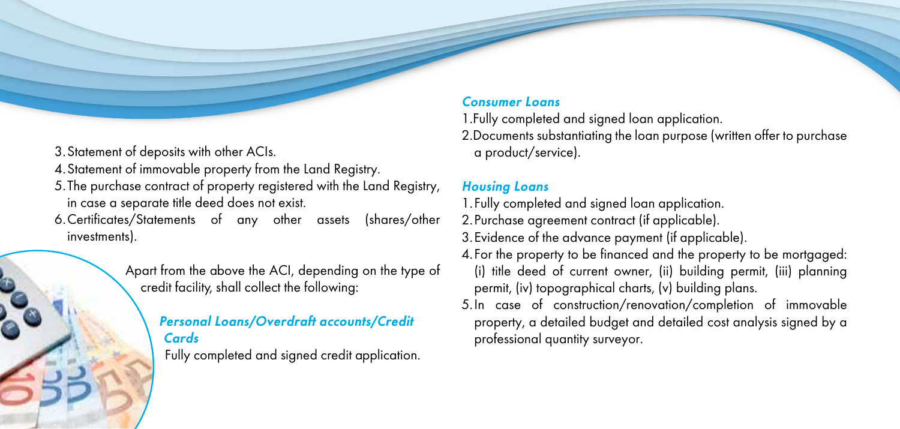3. Statement of deposits with other ACIs.
4. Statement of immovable property from the Land Registry.
5. The purchase contract of property registered with the Land Registry, in case a separate title deed does not exist.
6. Certificates/Statements of any other assets (shares/other investments).

Apart from the above the ACI, depending on the type of credit facility, shall collect the following:

### *Personal Loans/Overdraft accounts/Credit Cards*

Fully completed and signed credit application.

### *Consumer Loans*

1. Fully completed and signed loan application.
2. Documents substantiating the loan purpose (written offer to purchase a product/service).

### *Housing Loans*

1. Fully completed and signed loan application.
2. Purchase agreement contract (if applicable).
3. Evidence of the advance payment (if applicable).
4. For the property to be financed and the property to be mortgaged: (i) title deed of current owner, (ii) building permit, (iii) planning permit, (iv) topographical charts, (v) building plans.
5. In case of construction/renovation/completion of immovable property, a detailed budget and detailed cost analysis signed by a professional quantity surveyor.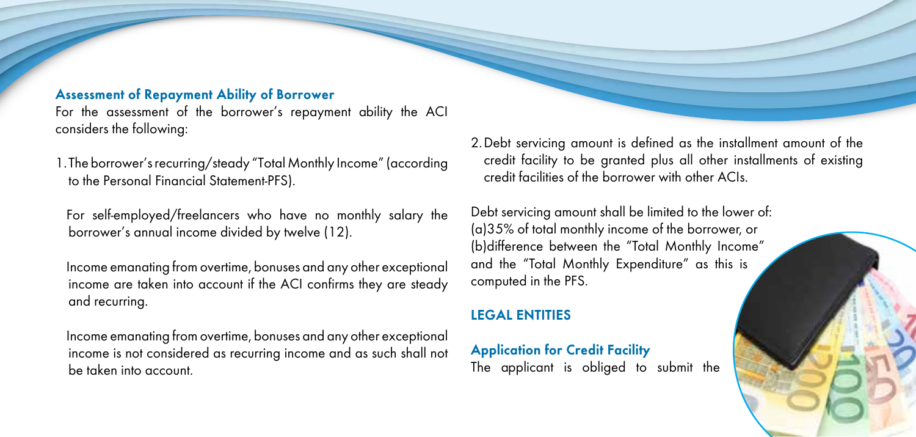### Assessment of Repayment Ability of Borrower

For the assessment of the borrower's repayment ability the ACI considers the following:

1. The borrower's recurring/steady "Total Monthly Income" (according to the Personal Financial Statement-PFS).

   For self-employed/freelancers who have no monthly salary the borrower's annual income divided by twelve (12).

   Income emanating from overtime, bonuses and any other exceptional income are taken into account if the ACI confirms they are steady and recurring.

   Income emanating from overtime, bonuses and any other exceptional income is not considered as recurring income and as such shall not be taken into account.

2. Debt servicing amount is defined as the installment amount of the credit facility to be granted plus all other installments of existing credit facilities of the borrower with other ACIs.

Debt servicing amount shall be limited to the lower of:
(a) 35% of total monthly income of the borrower, or
(b) difference between the "Total Monthly Income" and the "Total Monthly Expenditure" as this is computed in the PFS.

## LEGAL ENTITIES

### Application for Credit Facility

The applicant is obliged to submit the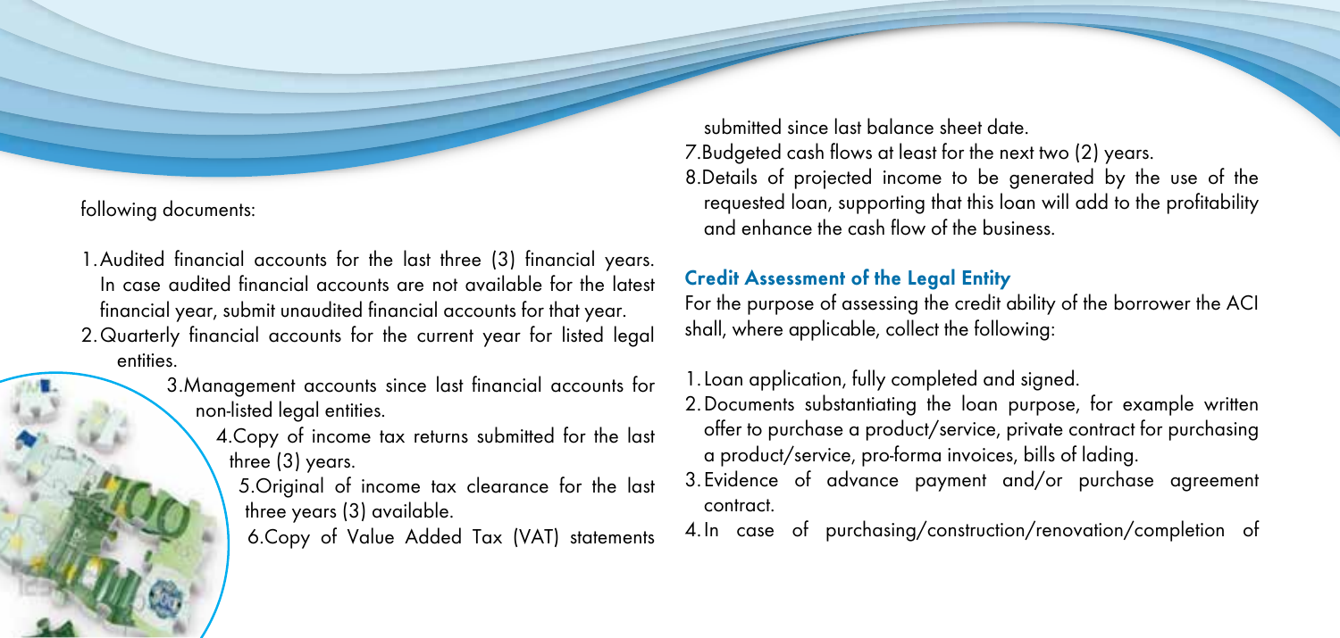following documents:

1. Audited financial accounts for the last three (3) financial years. In case audited financial accounts are not available for the latest financial year, submit unaudited financial accounts for that year.
2. Quarterly financial accounts for the current year for listed legal entities.
3. Management accounts since last financial accounts for non-listed legal entities.
4. Copy of income tax returns submitted for the last three (3) years.
5. Original of income tax clearance for the last three years (3) available.
6. Copy of Value Added Tax (VAT) statements submitted since last balance sheet date.
7. Budgeted cash flows at least for the next two (2) years.
8. Details of projected income to be generated by the use of the requested loan, supporting that this loan will add to the profitability and enhance the cash flow of the business.

### Credit Assessment of the Legal Entity

For the purpose of assessing the credit ability of the borrower the ACI shall, where applicable, collect the following:

1. Loan application, fully completed and signed.
2. Documents substantiating the loan purpose, for example written offer to purchase a product/service, private contract for purchasing a product/service, pro-forma invoices, bills of lading.
3. Evidence of advance payment and/or purchase agreement contract.
4. In case of purchasing/construction/renovation/completion of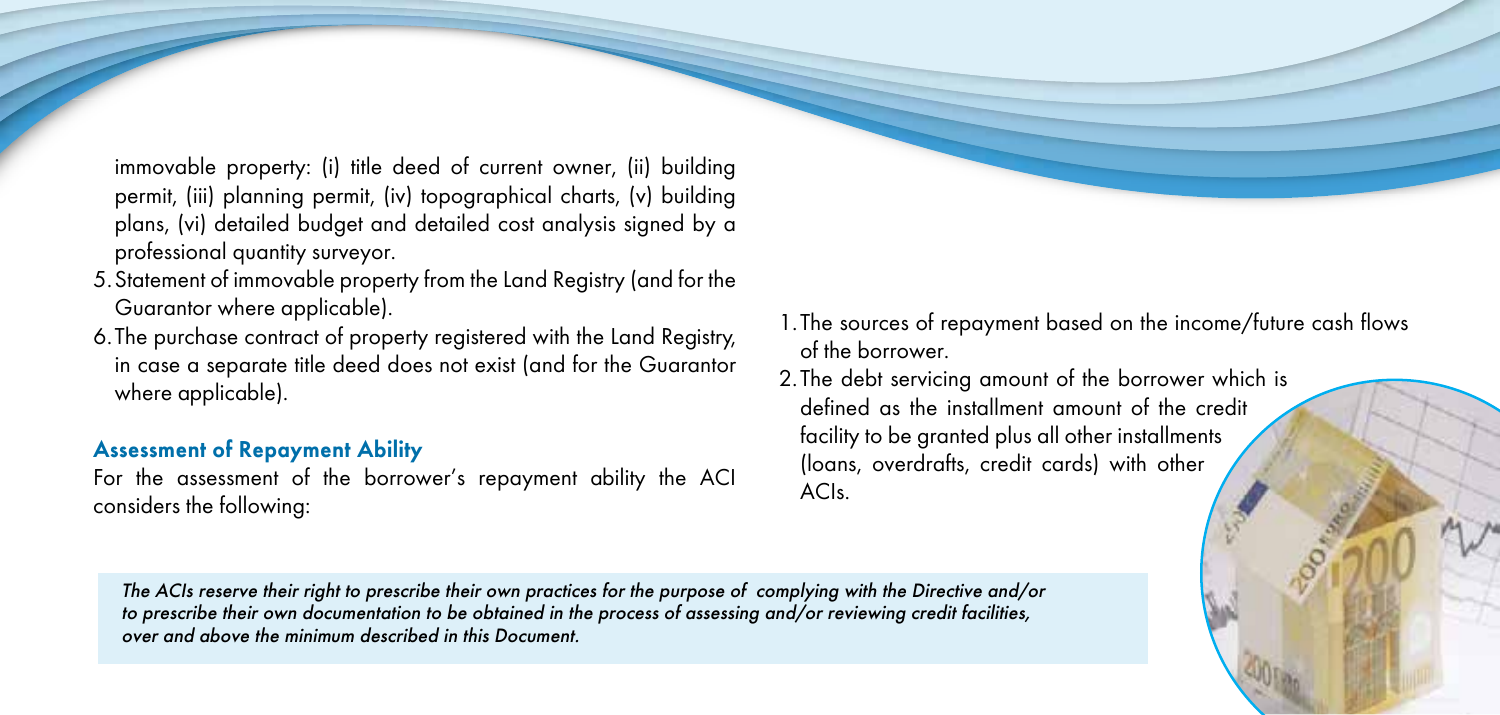immovable property: (i) title deed of current owner, (ii) building permit, (iii) planning permit, (iv) topographical charts, (v) building plans, (vi) detailed budget and detailed cost analysis signed by a professional quantity surveyor.

5. Statement of immovable property from the Land Registry (and for the Guarantor where applicable).
6. The purchase contract of property registered with the Land Registry, in case a separate title deed does not exist (and for the Guarantor where applicable).

### Assessment of Repayment Ability

For the assessment of the borrower's repayment ability the ACI considers the following:

1. The sources of repayment based on the income/future cash flows of the borrower.
2. The debt servicing amount of the borrower which is defined as the installment amount of the credit facility to be granted plus all other installments (loans, overdrafts, credit cards) with other ACIs.

*The ACIs reserve their right to prescribe their own practices for the purpose of complying with the Directive and/or to prescribe their own documentation to be obtained in the process of assessing and/or reviewing credit facilities, over and above the minimum described in this Document.*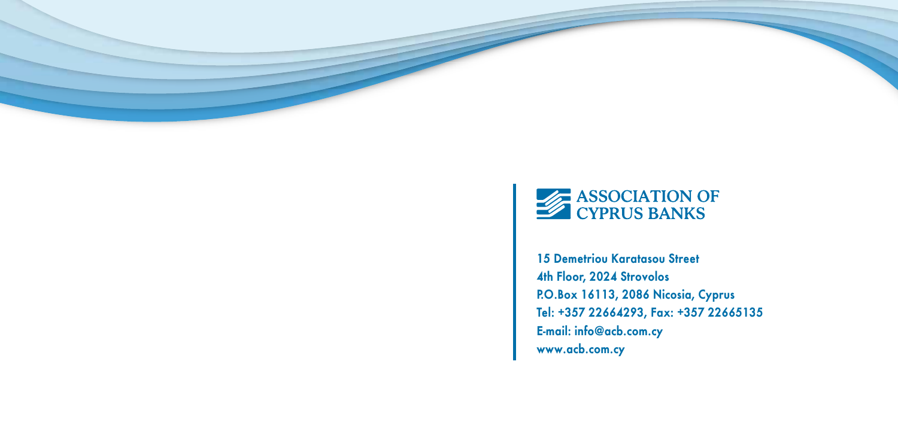**ASSOCIATION OF CYPRUS BANKS**

**15 Demetriou Karatasou Street**
**4th Floor, 2024 Strovolos**
**P.O.Box 16113, 2086 Nicosia, Cyprus**
**Tel: +357 22664293, Fax: +357 22665135**
**E-mail: info@acb.com.cy**
**www.acb.com.cy**